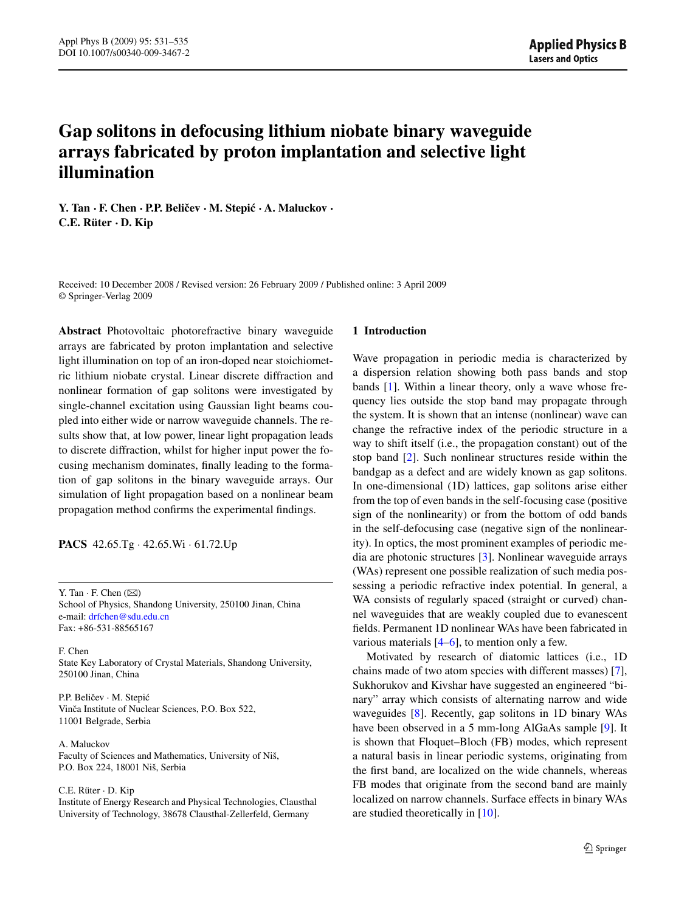# Gap solitons in defocusing lithium niobate binary waveguide arrays fabricated by proton implantation and selective light illumination

**Y. Tan · F. Chen · P.P. Beličev · M. Stepić · A. Maluckov · C.E. Rüter · D. Kip**

Received: 10 December 2008 / Revised version: 26 February 2009 / Published online: 3 April 2009
© Springer-Verlag 2009

**Abstract** Photovoltaic photorefractive binary waveguide arrays are fabricated by proton implantation and selective light illumination on top of an iron-doped near stoichiometric lithium niobate crystal. Linear discrete diffraction and nonlinear formation of gap solitons were investigated by single-channel excitation using Gaussian light beams coupled into either wide or narrow waveguide channels. The results show that, at low power, linear light propagation leads to discrete diffraction, whilst for higher input power the focusing mechanism dominates, finally leading to the formation of gap solitons in the binary waveguide arrays. Our simulation of light propagation based on a nonlinear beam propagation method confirms the experimental findings.

**PACS** 42.65.Tg · 42.65.Wi · 61.72.Up

Y. Tan · F. Chen (✉)
School of Physics, Shandong University, 250100 Jinan, China
e-mail: drfchen@sdu.edu.cn
Fax: +86-531-88565167

F. Chen
State Key Laboratory of Crystal Materials, Shandong University, 250100 Jinan, China

P.P. Beličev · M. Stepić
Vinča Institute of Nuclear Sciences, P.O. Box 522, 11001 Belgrade, Serbia

A. Maluckov
Faculty of Sciences and Mathematics, University of Niš, P.O. Box 224, 18001 Niš, Serbia

C.E. Rüter · D. Kip
Institute of Energy Research and Physical Technologies, Clausthal University of Technology, 38678 Clausthal-Zellerfeld, Germany

## 1 Introduction

Wave propagation in periodic media is characterized by a dispersion relation showing both pass bands and stop bands [1]. Within a linear theory, only a wave whose frequency lies outside the stop band may propagate through the system. It is shown that an intense (nonlinear) wave can change the refractive index of the periodic structure in a way to shift itself (i.e., the propagation constant) out of the stop band [2]. Such nonlinear structures reside within the bandgap as a defect and are widely known as gap solitons. In one-dimensional (1D) lattices, gap solitons arise either from the top of even bands in the self-focusing case (positive sign of the nonlinearity) or from the bottom of odd bands in the self-defocusing case (negative sign of the nonlinearity). In optics, the most prominent examples of periodic media are photonic structures [3]. Nonlinear waveguide arrays (WAs) represent one possible realization of such media possessing a periodic refractive index potential. In general, a WA consists of regularly spaced (straight or curved) channel waveguides that are weakly coupled due to evanescent fields. Permanent 1D nonlinear WAs have been fabricated in various materials [4–6], to mention only a few.

Motivated by research of diatomic lattices (i.e., 1D chains made of two atom species with different masses) [7], Sukhorukov and Kivshar have suggested an engineered "binary" array which consists of alternating narrow and wide waveguides [8]. Recently, gap solitons in 1D binary WAs have been observed in a 5 mm-long AlGaAs sample [9]. It is shown that Floquet–Bloch (FB) modes, which represent a natural basis in linear periodic systems, originating from the first band, are localized on the wide channels, whereas FB modes that originate from the second band are mainly localized on narrow channels. Surface effects in binary WAs are studied theoretically in [10].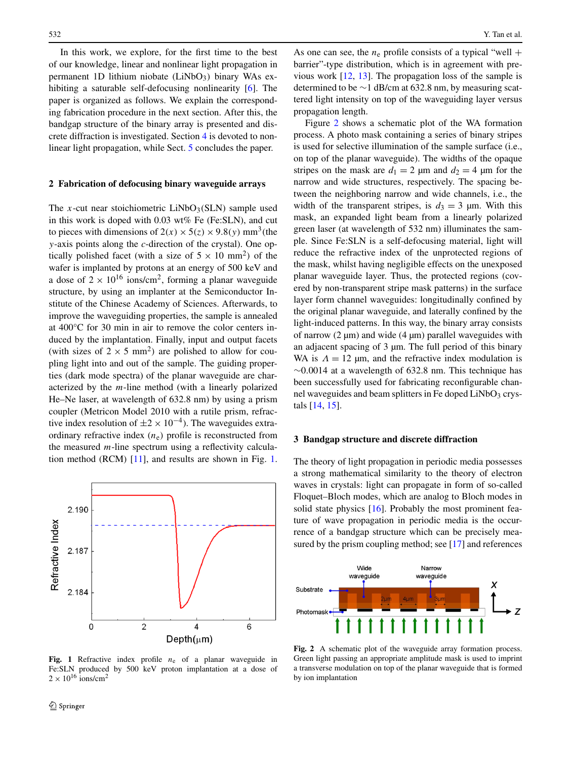In this work, we explore, for the first time to the best of our knowledge, linear and nonlinear light propagation in permanent 1D lithium niobate ($LiNbO_3$) binary WAs exhibiting a saturable self-defocusing nonlinearity [6]. The paper is organized as follows. We explain the corresponding fabrication procedure in the next section. After this, the bandgap structure of the binary array is presented and discrete diffraction is investigated. Section 4 is devoted to nonlinear light propagation, while Sect. 5 concludes the paper.

## 2 Fabrication of defocusing binary waveguide arrays

The $x$-cut near stoichiometric $LiNbO_3$(SLN) sample used in this work is doped with 0.03 wt% Fe (Fe:SLN), and cut to pieces with dimensions of $2(x) \times 5(z) \times 9.8(y)$ mm$^3$(the $y$-axis points along the $c$-direction of the crystal). One optically polished facet (with a size of $5 \times 10$ mm$^2$) of the wafer is implanted by protons at an energy of 500 keV and a dose of $2 \times 10^{16}$ ions/cm$^2$, forming a planar waveguide structure, by using an implanter at the Semiconductor Institute of the Chinese Academy of Sciences. Afterwards, to improve the waveguiding properties, the sample is annealed at 400°C for 30 min in air to remove the color centers induced by the implantation. Finally, input and output facets (with sizes of $2 \times 5$ mm$^2$) are polished to allow for coupling light into and out of the sample. The guiding properties (dark mode spectra) of the planar waveguide are characterized by the $m$-line method (with a linearly polarized He–Ne laser, at wavelength of 632.8 nm) by using a prism coupler (Metricon Model 2010 with a rutile prism, refractive index resolution of $\pm 2 \times 10^{-4}$). The waveguides extraordinary refractive index ($n_e$) profile is reconstructed from the measured $m$-line spectrum using a reflectivity calculation method (RCM) [11], and results are shown in Fig. 1.

**Fig. 1** Refractive index profile $n_e$ of a planar waveguide in Fe:SLN produced by 500 keV proton implantation at a dose of $2 \times 10^{16}$ ions/cm$^2$

As one can see, the $n_e$ profile consists of a typical "well + barrier"-type distribution, which is in agreement with previous work [12, 13]. The propagation loss of the sample is determined to be ~1 dB/cm at 632.8 nm, by measuring scattered light intensity on top of the waveguiding layer versus propagation length.

Figure 2 shows a schematic plot of the WA formation process. A photo mask containing a series of binary stripes is used for selective illumination of the sample surface (i.e., on top of the planar waveguide). The widths of the opaque stripes on the mask are $d_1 = 2$ μm and $d_2 = 4$ μm for the narrow and wide structures, respectively. The spacing between the neighboring narrow and wide channels, i.e., the width of the transparent stripes, is $d_3 = 3$ μm. With this mask, an expanded light beam from a linearly polarized green laser (at wavelength of 532 nm) illuminates the sample. Since Fe:SLN is a self-defocusing material, light will reduce the refractive index of the unprotected regions of the mask, whilst having negligible effects on the unexposed planar waveguide layer. Thus, the protected regions (covered by non-transparent stripe mask patterns) in the surface layer form channel waveguides: longitudinally confined by the original planar waveguide, and laterally confined by the light-induced patterns. In this way, the binary array consists of narrow (2 μm) and wide (4 μm) parallel waveguides with an adjacent spacing of 3 μm. The full period of this binary WA is $\Lambda = 12$ μm, and the refractive index modulation is ~0.0014 at a wavelength of 632.8 nm. This technique has been successfully used for fabricating reconfigurable channel waveguides and beam splitters in Fe doped $LiNbO_3$ crystals [14, 15].

## 3 Bandgap structure and discrete diffraction

The theory of light propagation in periodic media possesses a strong mathematical similarity to the theory of electron waves in crystals: light can propagate in form of so-called Floquet–Bloch modes, which are analog to Bloch modes in solid state physics [16]. Probably the most prominent feature of wave propagation in periodic media is the occurrence of a bandgap structure which can be precisely measured by the prism coupling method; see [17] and references

**Fig. 2** A schematic plot of the waveguide array formation process. Green light passing an appropriate amplitude mask is used to imprint a transverse modulation on top of the planar waveguide that is formed by ion implantation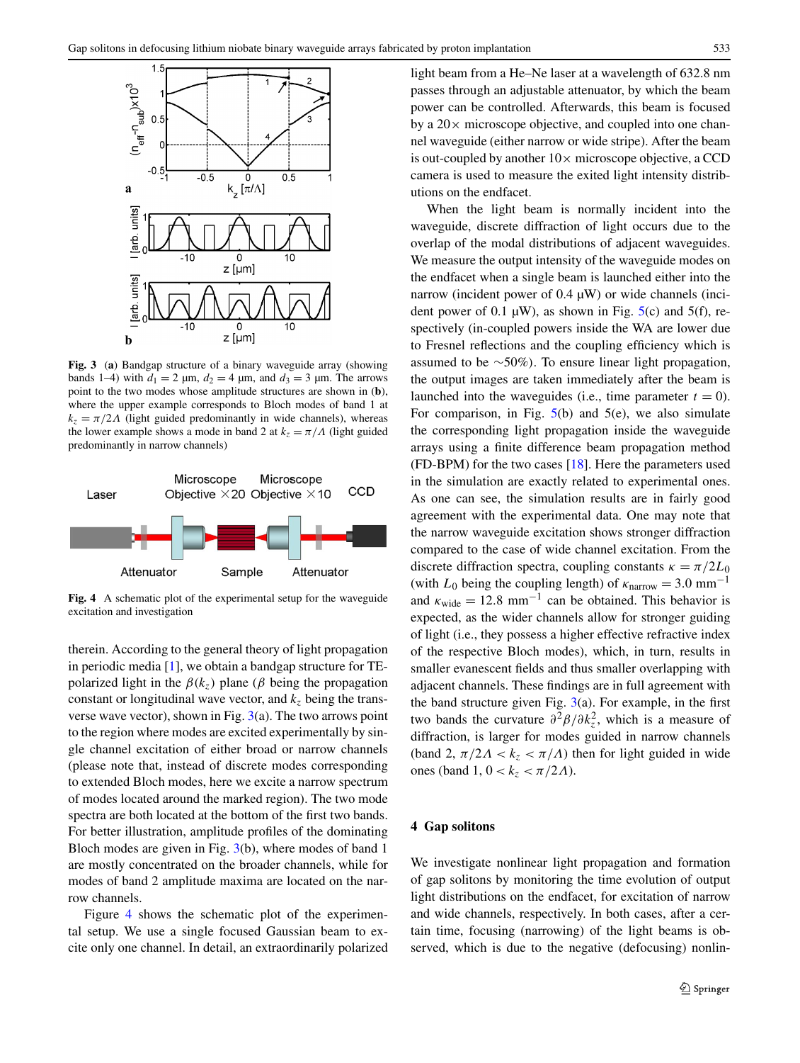**Fig. 3** (**a**) Bandgap structure of a binary waveguide array (showing bands 1–4) with $d_1 = 2$ μm, $d_2 = 4$ μm, and $d_3 = 3$ μm. The arrows point to the two modes whose amplitude structures are shown in (**b**), where the upper example corresponds to Bloch modes of band 1 at $k_z = \pi/2\Lambda$ (light guided predominantly in wide channels), whereas the lower example shows a mode in band 2 at $k_z = \pi/\Lambda$ (light guided predominantly in narrow channels)

**Fig. 4** A schematic plot of the experimental setup for the waveguide excitation and investigation

therein. According to the general theory of light propagation in periodic media [1], we obtain a bandgap structure for TE-polarized light in the $\beta(k_z)$ plane ($\beta$ being the propagation constant or longitudinal wave vector, and $k_z$ being the transverse wave vector), shown in Fig. 3(a). The two arrows point to the region where modes are excited experimentally by single channel excitation of either broad or narrow channels (please note that, instead of discrete modes corresponding to extended Bloch modes, here we excite a narrow spectrum of modes located around the marked region). The two mode spectra are both located at the bottom of the first two bands. For better illustration, amplitude profiles of the dominating Bloch modes are given in Fig. 3(b), where modes of band 1 are mostly concentrated on the broader channels, while for modes of band 2 amplitude maxima are located on the narrow channels.

Figure 4 shows the schematic plot of the experimental setup. We use a single focused Gaussian beam to excite only one channel. In detail, an extraordinarily polarized light beam from a He–Ne laser at a wavelength of 632.8 nm passes through an adjustable attenuator, by which the beam power can be controlled. Afterwards, this beam is focused by a 20× microscope objective, and coupled into one channel waveguide (either narrow or wide stripe). After the beam is out-coupled by another 10× microscope objective, a CCD camera is used to measure the exited light intensity distributions on the endfacet.

When the light beam is normally incident into the waveguide, discrete diffraction of light occurs due to the overlap of the modal distributions of adjacent waveguides. We measure the output intensity of the waveguide modes on the endfacet when a single beam is launched either into the narrow (incident power of 0.4 μW) or wide channels (incident power of 0.1 μW), as shown in Fig. 5(c) and 5(f), respectively (in-coupled powers inside the WA are lower due to Fresnel reflections and the coupling efficiency which is assumed to be ∼50%). To ensure linear light propagation, the output images are taken immediately after the beam is launched into the waveguides (i.e., time parameter $t = 0$). For comparison, in Fig. 5(b) and 5(e), we also simulate the corresponding light propagation inside the waveguide arrays using a finite difference beam propagation method (FD-BPM) for the two cases [18]. Here the parameters used in the simulation are exactly related to experimental ones. As one can see, the simulation results are in fairly good agreement with the experimental data. One may note that the narrow waveguide excitation shows stronger diffraction compared to the case of wide channel excitation. From the discrete diffraction spectra, coupling constants $\kappa = \pi/2L_0$ (with $L_0$ being the coupling length) of $\kappa_{\text{narrow}} = 3.0$ mm$^{-1}$ and $\kappa_{\text{wide}} = 12.8$ mm$^{-1}$ can be obtained. This behavior is expected, as the wider channels allow for stronger guiding of light (i.e., they possess a higher effective refractive index of the respective Bloch modes), which, in turn, results in smaller evanescent fields and thus smaller overlapping with adjacent channels. These findings are in full agreement with the band structure given Fig. 3(a). For example, in the first two bands the curvature $\partial^2\beta/\partial k_z^2$, which is a measure of diffraction, is larger for modes guided in narrow channels (band 2, $\pi/2\Lambda < k_z < \pi/\Lambda$) then for light guided in wide ones (band 1, $0 < k_z < \pi/2\Lambda$).

## 4 Gap solitons

We investigate nonlinear light propagation and formation of gap solitons by monitoring the time evolution of output light distributions on the endfacet, for excitation of narrow and wide channels, respectively. In both cases, after a certain time, focusing (narrowing) of the light beams is observed, which is due to the negative (defocusing) nonlin-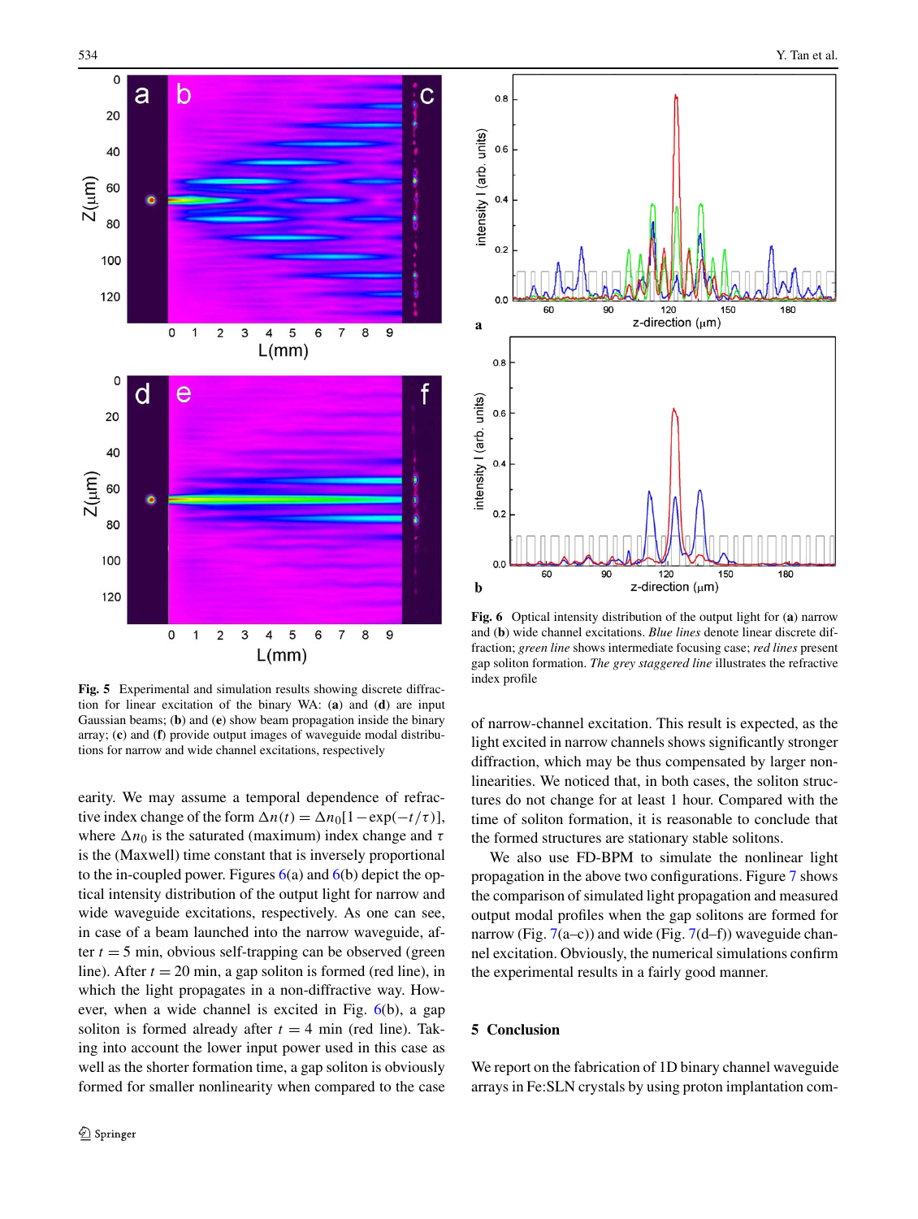**Fig. 5** Experimental and simulation results showing discrete diffraction for linear excitation of the binary WA: (**a**) and (**d**) are input Gaussian beams; (**b**) and (**e**) show beam propagation inside the binary array; (**c**) and (**f**) provide output images of waveguide modal distributions for narrow and wide channel excitations, respectively

**Fig. 6** Optical intensity distribution of the output light for (**a**) narrow and (**b**) wide channel excitations. *Blue lines* denote linear discrete diffraction; *green line* shows intermediate focusing case; *red lines* present gap soliton formation. *The grey staggered line* illustrates the refractive index profile

earity. We may assume a temporal dependence of refractive index change of the form $\Delta n(t) = \Delta n_0[1 - \exp(-t/\tau)]$, where $\Delta n_0$ is the saturated (maximum) index change and $\tau$ is the (Maxwell) time constant that is inversely proportional to the in-coupled power. Figures 6(a) and 6(b) depict the optical intensity distribution of the output light for narrow and wide waveguide excitations, respectively. As one can see, in case of a beam launched into the narrow waveguide, after $t = 5$ min, obvious self-trapping can be observed (green line). After $t = 20$ min, a gap soliton is formed (red line), in which the light propagates in a non-diffractive way. However, when a wide channel is excited in Fig. 6(b), a gap soliton is formed already after $t = 4$ min (red line). Taking into account the lower input power used in this case as well as the shorter formation time, a gap soliton is obviously formed for smaller nonlinearity when compared to the case of narrow-channel excitation. This result is expected, as the light excited in narrow channels shows significantly stronger diffraction, which may be thus compensated by larger nonlinearities. We noticed that, in both cases, the soliton structures do not change for at least 1 hour. Compared with the time of soliton formation, it is reasonable to conclude that the formed structures are stationary stable solitons.

We also use FD-BPM to simulate the nonlinear light propagation in the above two configurations. Figure 7 shows the comparison of simulated light propagation and measured output modal profiles when the gap solitons are formed for narrow (Fig. 7(a–c)) and wide (Fig. 7(d–f)) waveguide channel excitation. Obviously, the numerical simulations confirm the experimental results in a fairly good manner.

## 5 Conclusion

We report on the fabrication of 1D binary channel waveguide arrays in Fe:SLN crystals by using proton implantation com-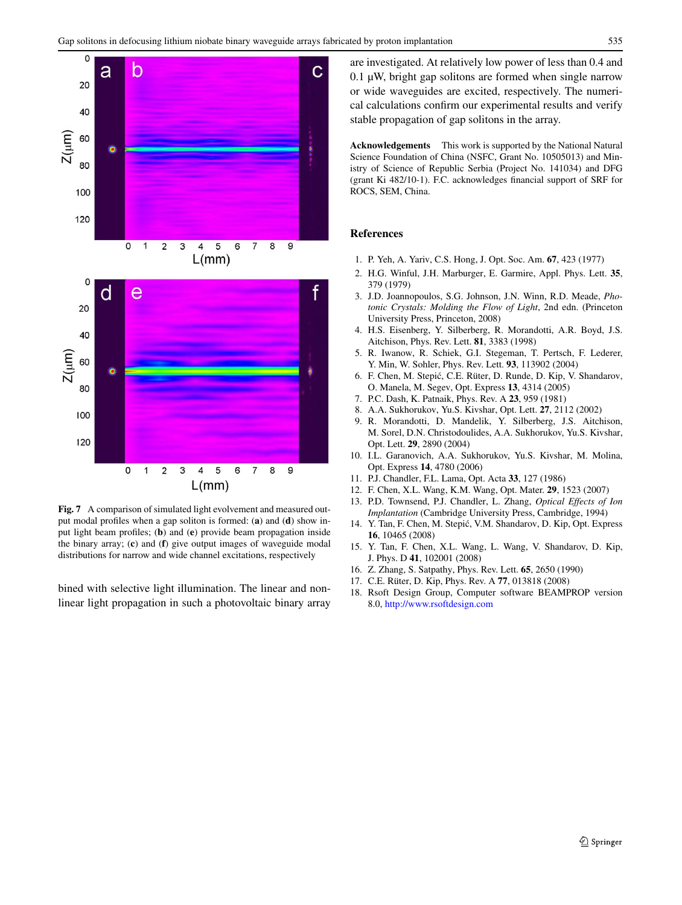Z(μm)

0
20
40
60
80
100
120

a b c

0 1 2 3 4 5 6 7 8 9

L(mm)

Z(μm)

0
20
40
60
80
100
120

d e f

0 1 2 3 4 5 6 7 8 9

L(mm)

**Fig. 7** A comparison of simulated light evolvement and measured output modal profiles when a gap soliton is formed: (**a**) and (**d**) show input light beam profiles; (**b**) and (**e**) provide beam propagation inside the binary array; (**c**) and (**f**) give output images of waveguide modal distributions for narrow and wide channel excitations, respectively

bined with selective light illumination. The linear and nonlinear light propagation in such a photovoltaic binary array are investigated. At relatively low power of less than 0.4 and 0.1 μW, bright gap solitons are formed when single narrow or wide waveguides are excited, respectively. The numerical calculations confirm our experimental results and verify stable propagation of gap solitons in the array.

**Acknowledgements** This work is supported by the National Natural Science Foundation of China (NSFC, Grant No. 10505013) and Ministry of Science of Republic Serbia (Project No. 141034) and DFG (grant Ki 482/10-1). F.C. acknowledges financial support of SRF for ROCS, SEM, China.

## References

1. P. Yeh, A. Yariv, C.S. Hong, J. Opt. Soc. Am. **67**, 423 (1977)
2. H.G. Winful, J.H. Marburger, E. Garmire, Appl. Phys. Lett. **35**, 379 (1979)
3. J.D. Joannopoulos, S.G. Johnson, J.N. Winn, R.D. Meade, *Photonic Crystals: Molding the Flow of Light*, 2nd edn. (Princeton University Press, Princeton, 2008)
4. H.S. Eisenberg, Y. Silberberg, R. Morandotti, A.R. Boyd, J.S. Aitchison, Phys. Rev. Lett. **81**, 3383 (1998)
5. R. Iwanow, R. Schiek, G.I. Stegeman, T. Pertsch, F. Lederer, Y. Min, W. Sohler, Phys. Rev. Lett. **93**, 113902 (2004)
6. F. Chen, M. Stepić, C.E. Rüter, D. Runde, D. Kip, V. Shandarov, O. Manela, M. Segev, Opt. Express **13**, 4314 (2005)
7. P.C. Dash, K. Patnaik, Phys. Rev. A **23**, 959 (1981)
8. A.A. Sukhorukov, Yu.S. Kivshar, Opt. Lett. **27**, 2112 (2002)
9. R. Morandotti, D. Mandelik, Y. Silberberg, J.S. Aitchison, M. Sorel, D.N. Christodoulides, A.A. Sukhorukov, Yu.S. Kivshar, Opt. Lett. **29**, 2890 (2004)
10. I.L. Garanovich, A.A. Sukhorukov, Yu.S. Kivshar, M. Molina, Opt. Express **14**, 4780 (2006)
11. P.J. Chandler, F.L. Lama, Opt. Acta **33**, 127 (1986)
12. F. Chen, X.L. Wang, K.M. Wang, Opt. Mater. **29**, 1523 (2007)
13. P.D. Townsend, P.J. Chandler, L. Zhang, *Optical Effects of Ion Implantation* (Cambridge University Press, Cambridge, 1994)
14. Y. Tan, F. Chen, M. Stepić, V.M. Shandarov, D. Kip, Opt. Express **16**, 10465 (2008)
15. Y. Tan, F. Chen, X.L. Wang, L. Wang, V. Shandarov, D. Kip, J. Phys. D **41**, 102001 (2008)
16. Z. Zhang, S. Satpathy, Phys. Rev. Lett. **65**, 2650 (1990)
17. C.E. Rüter, D. Kip, Phys. Rev. A **77**, 013818 (2008)
18. Rsoft Design Group, Computer software BEAMPROP version 8.0, http://www.rsoftdesign.com